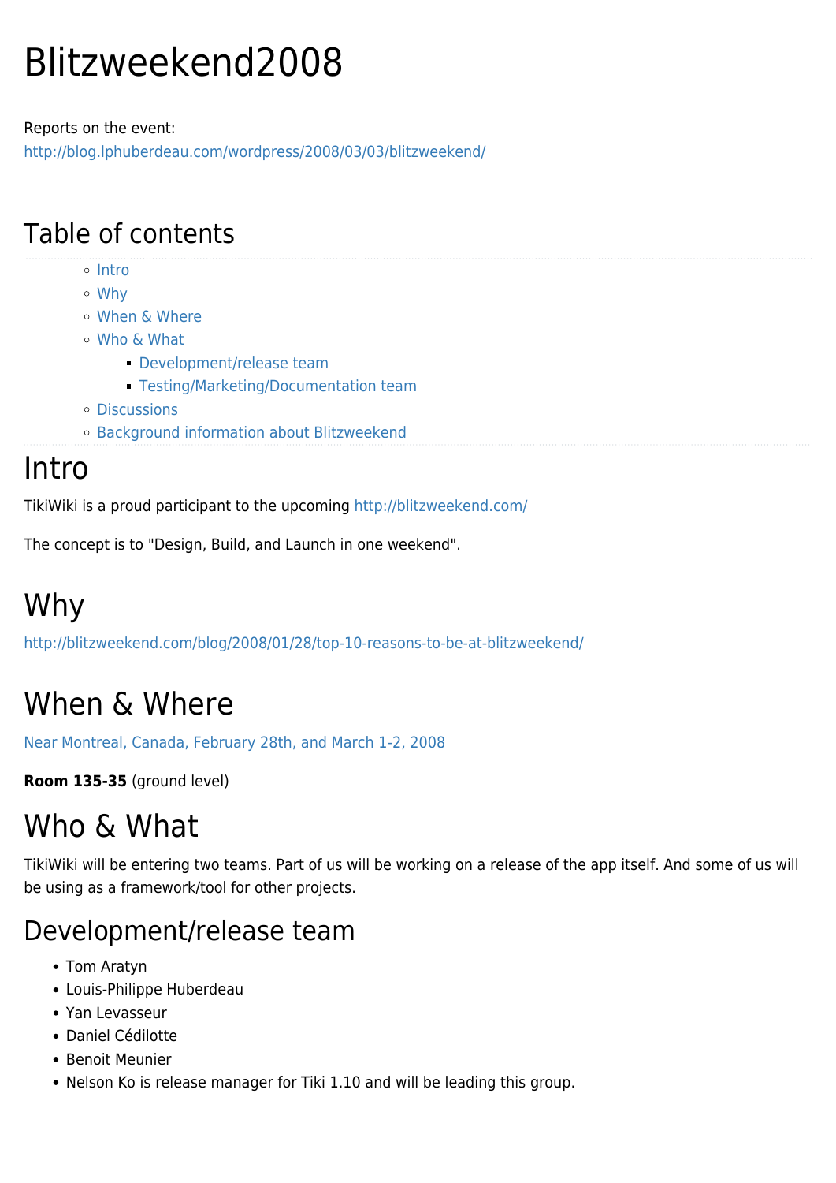# Blitzweekend2008

Reports on the event:
http://blog.lphuberdeau.com/wordpress/2008/03/03/blitzweekend/

## Table of contents

- Intro
- Why
- When & Where
- Who & What
  - Development/release team
  - Testing/Marketing/Documentation team
- Discussions
- Background information about Blitzweekend

# Intro

TikiWiki is a proud participant to the upcoming http://blitzweekend.com/

The concept is to "Design, Build, and Launch in one weekend".

# Why

http://blitzweekend.com/blog/2008/01/28/top-10-reasons-to-be-at-blitzweekend/

# When & Where

Near Montreal, Canada, February 28th, and March 1-2, 2008

**Room 135-35** (ground level)

# Who & What

TikiWiki will be entering two teams. Part of us will be working on a release of the app itself. And some of us will be using as a framework/tool for other projects.

## Development/release team

- Tom Aratyn
- Louis-Philippe Huberdeau
- Yan Levasseur
- Daniel Cédilotte
- Benoit Meunier
- Nelson Ko is release manager for Tiki 1.10 and will be leading this group.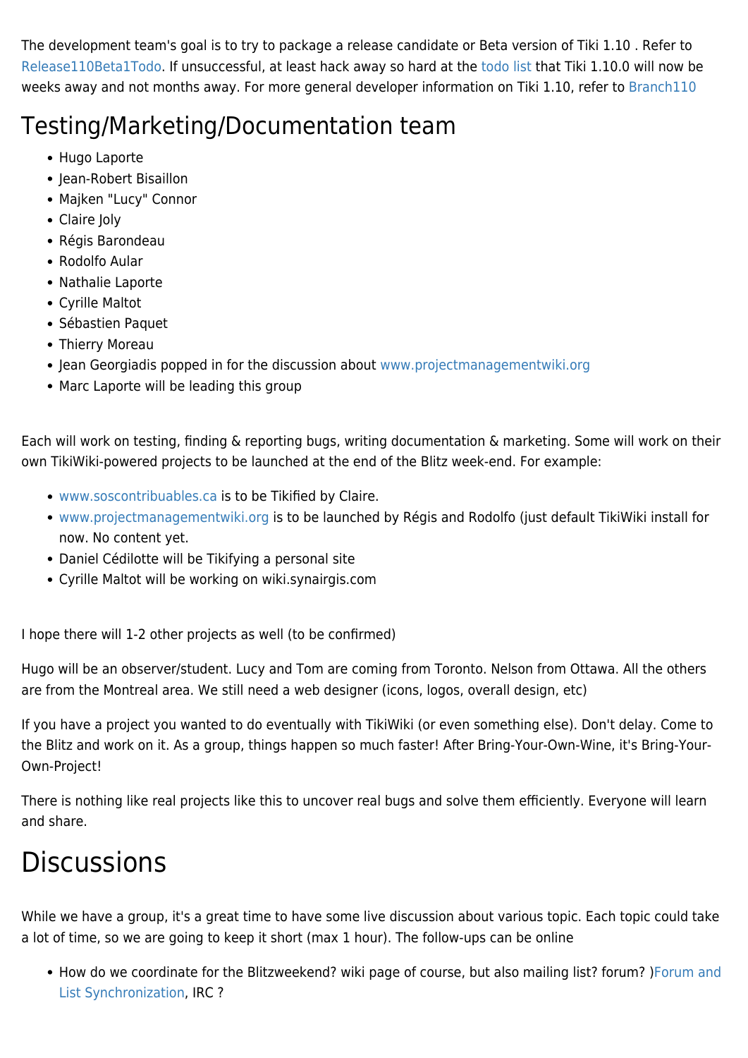The development team's goal is to try to package a release candidate or Beta version of Tiki 1.10 . Refer to Release110Beta1Todo. If unsuccessful, at least hack away so hard at the todo list that Tiki 1.10.0 will now be weeks away and not months away. For more general developer information on Tiki 1.10, refer to Branch110

# Testing/Marketing/Documentation team

- Hugo Laporte
- Jean-Robert Bisaillon
- Majken "Lucy" Connor
- Claire Joly
- Régis Barondeau
- Rodolfo Aular
- Nathalie Laporte
- Cyrille Maltot
- Sébastien Paquet
- Thierry Moreau
- Jean Georgiadis popped in for the discussion about www.projectmanagementwiki.org
- Marc Laporte will be leading this group

Each will work on testing, finding & reporting bugs, writing documentation & marketing. Some will work on their own TikiWiki-powered projects to be launched at the end of the Blitz week-end. For example:

- www.soscontribuables.ca is to be Tikified by Claire.
- www.projectmanagementwiki.org is to be launched by Régis and Rodolfo (just default TikiWiki install for now. No content yet.
- Daniel Cédilotte will be Tikifying a personal site
- Cyrille Maltot will be working on wiki.synairgis.com

I hope there will 1-2 other projects as well (to be confirmed)

Hugo will be an observer/student. Lucy and Tom are coming from Toronto. Nelson from Ottawa. All the others are from the Montreal area. We still need a web designer (icons, logos, overall design, etc)

If you have a project you wanted to do eventually with TikiWiki (or even something else). Don't delay. Come to the Blitz and work on it. As a group, things happen so much faster! After Bring-Your-Own-Wine, it's Bring-Your-Own-Project!

There is nothing like real projects like this to uncover real bugs and solve them efficiently. Everyone will learn and share.

# Discussions

While we have a group, it's a great time to have some live discussion about various topic. Each topic could take a lot of time, so we are going to keep it short (max 1 hour). The follow-ups can be online

- How do we coordinate for the Blitzweekend? wiki page of course, but also mailing list? forum? )Forum and List Synchronization, IRC ?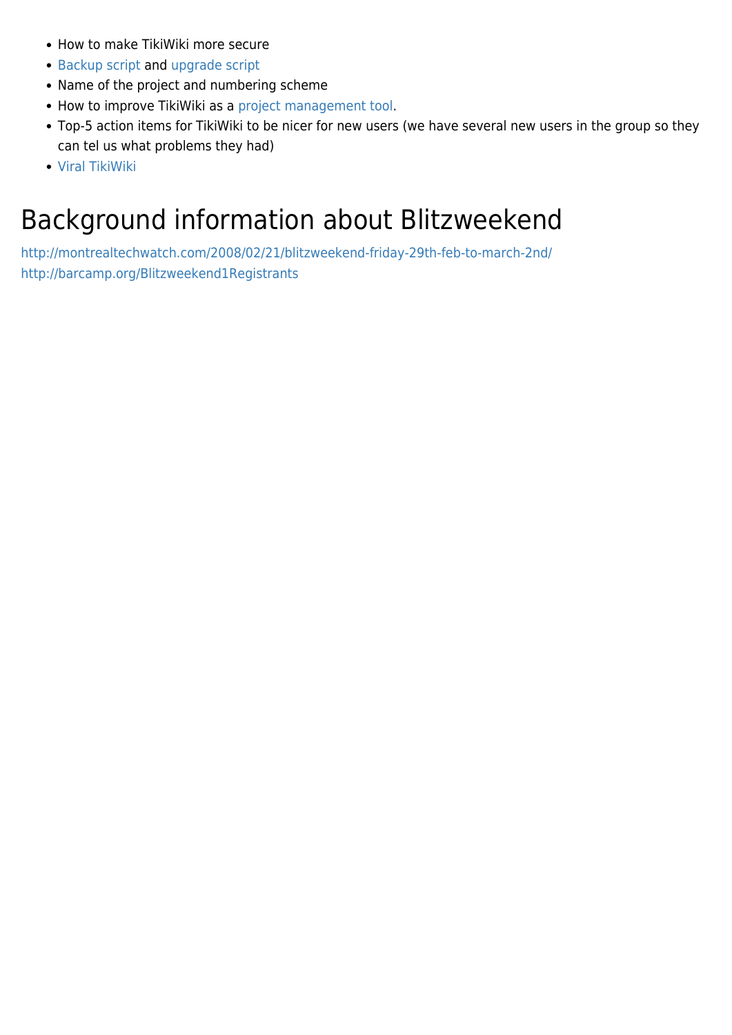- How to make TikiWiki more secure
- Backup script and upgrade script
- Name of the project and numbering scheme
- How to improve TikiWiki as a project management tool.
- Top-5 action items for TikiWiki to be nicer for new users (we have several new users in the group so they can tel us what problems they had)
- Viral TikiWiki

# Background information about Blitzweekend

http://montrealtechwatch.com/2008/02/21/blitzweekend-friday-29th-feb-to-march-2nd/
http://barcamp.org/Blitzweekend1Registrants